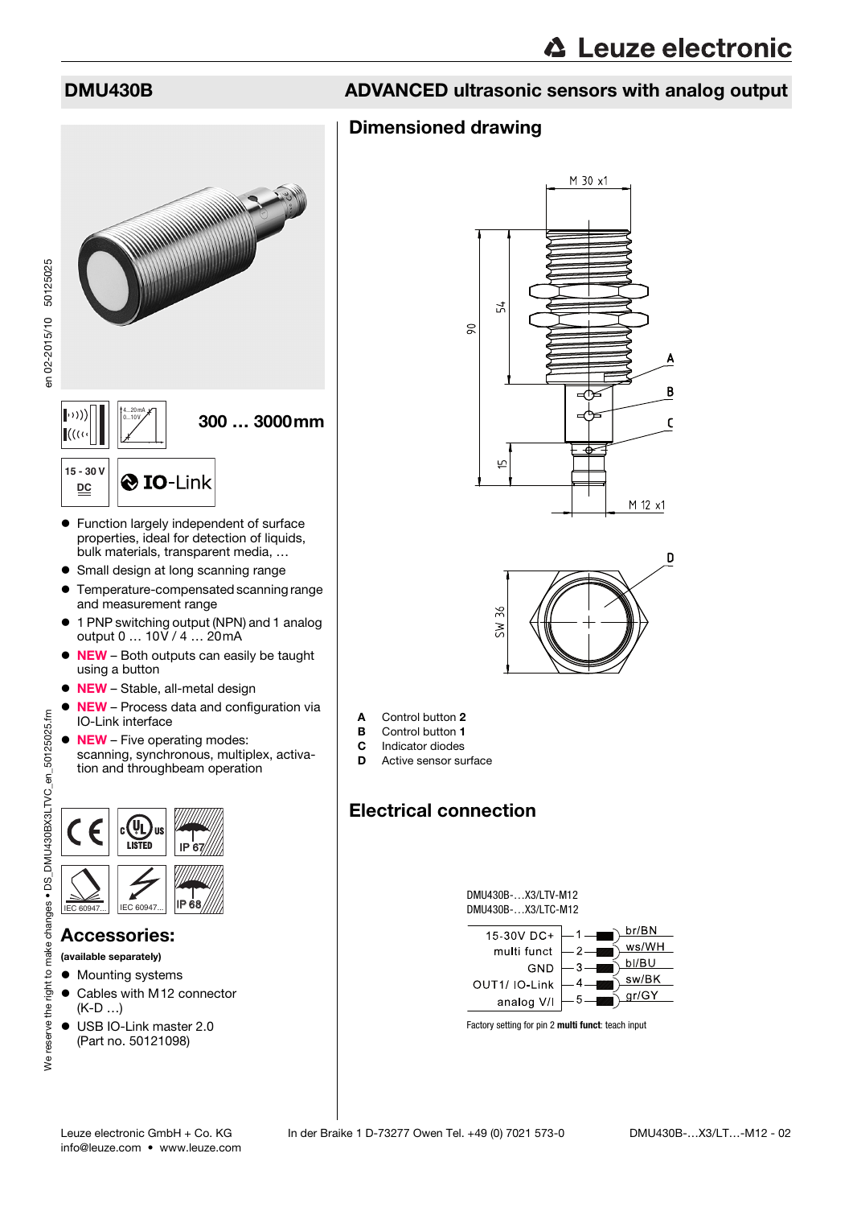## DMU430B

## ADVANCED ultrasonic sensors with analog output

**300 … 3000 mm**

15 - 30 V DC

IO-Link

- Function largely independent of surface properties, ideal for detection of liquids, bulk materials, transparent media, …
- Small design at long scanning range
- Temperature-compensated scanning range and measurement range
- 1 PNP switching output (NPN) and 1 analog output 0 … 10 V / 4 … 20 mA
- **NEW** – Both outputs can easily be taught using a button
- **NEW** – Stable, all-metal design
- **NEW** – Process data and configuration via IO-Link interface
- **NEW** – Five operating modes: scanning, synchronous, multiplex, activation and throughbeam operation

IP 67

IP 68

IEC 60947...

IEC 60947...

## Accessories:

**(available separately)**

- Mounting systems
- Cables with M12 connector (K-D …)
- USB IO-Link master 2.0 (Part no. 50121098)

## Dimensioned drawing

M 30 x1

90

54

15

M 12 x1

SW 36

**A** Control button **2**
**B** Control button **1**
**C** Indicator diodes
**D** Active sensor surface

## Electrical connection

DMU430B-…X3/LTV-M12
DMU430B-…X3/LTC-M12

| Function | Pin | Wire |
|---|---|---|
| 15-30V DC+ | 1 | br/BN |
| multi funct | 2 | ws/WH |
| GND | 3 | bl/BU |
| OUT1/ IO-Link | 4 | sw/BK |
| analog V/I | 5 | gr/GY |

Factory setting for pin 2 **multi funct**: teach input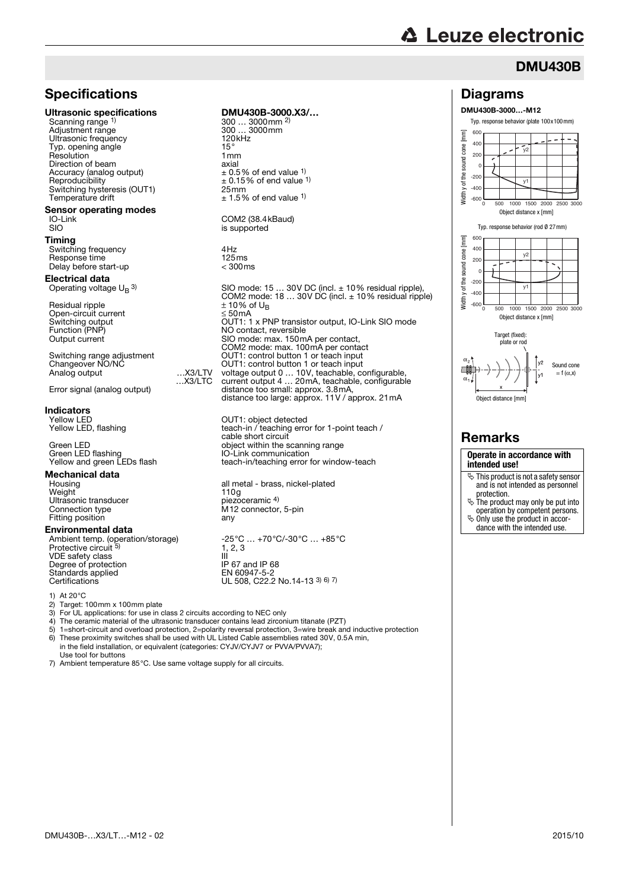## DMU430B

## Specifications

| | | |
|---|---|---|
| **Ultrasonic specifications** | | **DMU430B-3000.X3/…** |
| Scanning range [1] | | 300 … 3000mm [2] |
| Adjustment range | | 300 … 3000mm |
| Ultrasonic frequency | | 120kHz |
| Typ. opening angle | | 15° |
| Resolution | | 1mm |
| Direction of beam | | axial |
| Accuracy (analog output) | | ± 0.5% of end value [1] |
| Reproducibility | | ± 0.15% of end value [1] |
| Switching hysteresis (OUT1) | | 25mm |
| Temperature drift | | ± 1.5% of end value [1] |
| **Sensor operating modes** | | |
| IO-Link | | COM2 (38.4kBaud) |
| SIO | | is supported |
| **Timing** | | |
| Switching frequency | | 4Hz |
| Response time | | 125ms |
| Delay before start-up | | < 300ms |
| **Electrical data** | | |
| Operating voltage $U_B$ [3] | | SIO mode: 15 … 30V DC (incl. ± 10% residual ripple), COM2 mode: 18 … 30V DC (incl. ± 10% residual ripple) |
| Residual ripple | | ± 10% of $U_B$ |
| Open-circuit current | | ≤ 50mA |
| Switching output | | OUT1: 1 x PNP transistor output, IO-Link SIO mode |
| Function (PNP) | | NO contact, reversible |
| Output current | | SIO mode: max. 150mA per contact, COM2 mode: max. 100mA per contact |
| Switching range adjustment | | OUT1: control button 1 or teach input |
| Changeover NO/NC | | OUT1: control button 1 or teach input |
| Analog output | …X3/LTV | voltage output 0 … 10V, teachable, configurable |
| | …X3/LTC | current output 4 … 20mA, teachable, configurable |
| Error signal (analog output) | | distance too small: approx. 3.8mA, distance too large: approx. 11V / approx. 21mA |
| **Indicators** | | |
| Yellow LED | | OUT1: object detected |
| Yellow LED, flashing | | teach-in / teaching error for 1-point teach / cable short circuit |
| Green LED | | object within the scanning range |
| Green LED flashing | | IO-Link communication |
| Yellow and green LEDs flash | | teach-in/teaching error for window-teach |
| **Mechanical data** | | |
| Housing | | all metal - brass, nickel-plated |
| Weight | | 110g |
| Ultrasonic transducer | | piezoceramic [4] |
| Connection type | | M12 connector, 5-pin |
| Fitting position | | any |
| **Environmental data** | | |
| Ambient temp. (operation/storage) | | -25°C … +70°C/-30°C … +85°C |
| Protective circuit [5] | | 1, 2, 3 |
| VDE safety class | | III |
| Degree of protection | | IP 67 and IP 68 |
| Standards applied | | EN 60947-5-2 |
| Certifications | | UL 508, C22.2 No.14-13 [3] [6] [7] |

1) At 20°C
2) Target: 100mm x 100mm plate
3) For UL applications: for use in class 2 circuits according to NEC only
4) The ceramic material of the ultrasonic transducer contains lead zirconium titanate (PZT)
5) 1=short-circuit and overload protection, 2=polarity reversal protection, 3=wire break and inductive protection
6) These proximity switches shall be used with UL Listed Cable assemblies rated 30V, 0.5A min, in the field installation, or equivalent (categories: CYJV/CYJV7 or PVVA/PVVA7); Use tool for buttons
7) Ambient temperature 85°C. Use same voltage supply for all circuits.

## Diagrams

**DMU430B-3000…-M12**

Typ. response behavior (plate 100x100mm)

Typ. response behavior (rod Ø 27mm)

Target (fixed): plate or rod

Sound cone = f (α,x)

Object distance [mm]

## Remarks

**Operate in accordance with intended use!**

- This product is not a safety sensor and is not intended as personnel protection.
- The product may only be put into operation by competent persons.
- Only use the product in accordance with the intended use.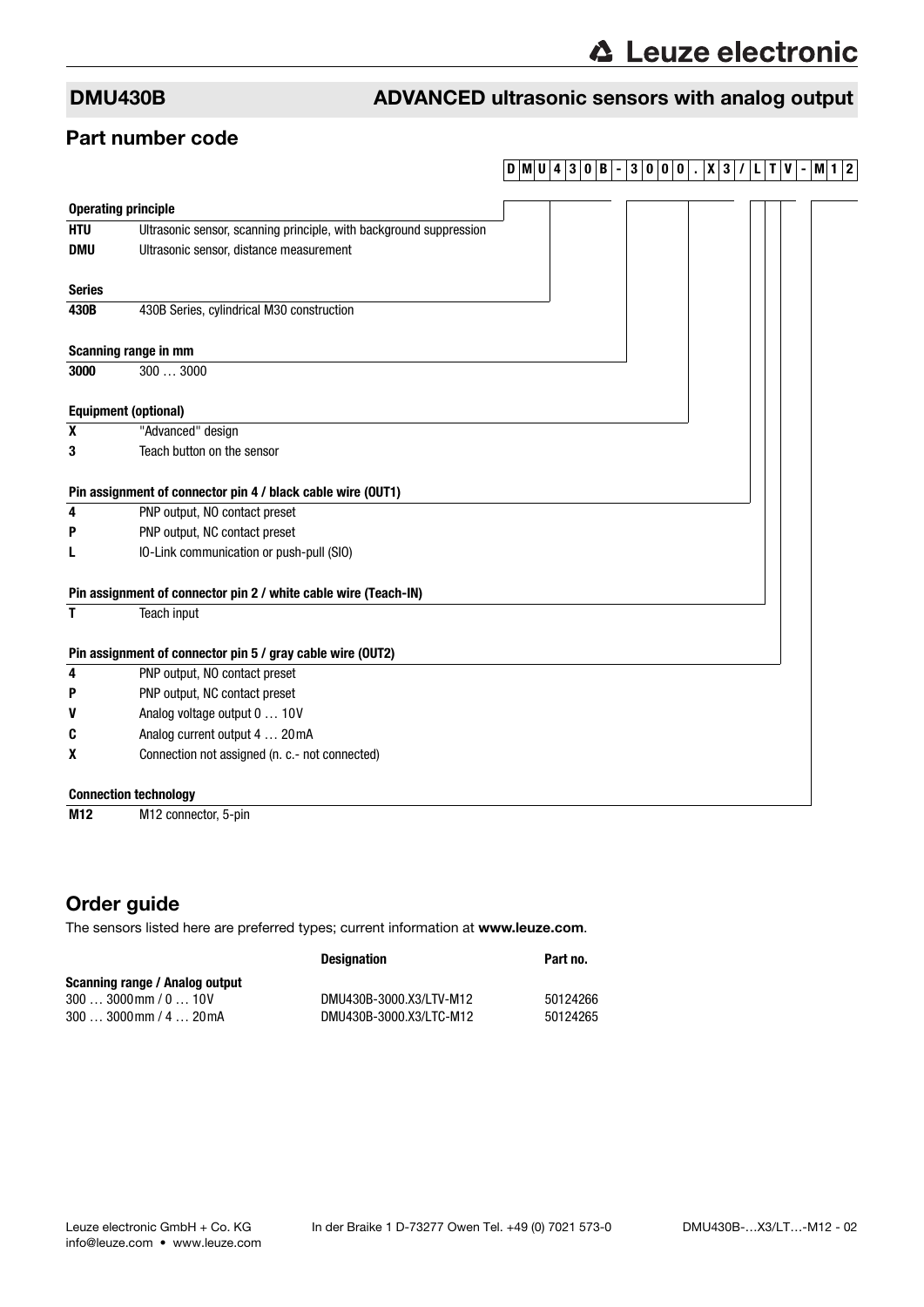## DMU430B — ADVANCED ultrasonic sensors with analog output

## Part number code

**D M U 4 3 0 B - 3 0 0 0 . X 3 / L T V - M 1 2**

**Operating principle**

| | |
|---|---|
| **HTU** | Ultrasonic sensor, scanning principle, with background suppression |
| **DMU** | Ultrasonic sensor, distance measurement |

**Series**

| | |
|---|---|
| **430B** | 430B Series, cylindrical M30 construction |

**Scanning range in mm**

| | |
|---|---|
| **3000** | 300 … 3000 |

**Equipment (optional)**

| | |
|---|---|
| **X** | "Advanced" design |
| **3** | Teach button on the sensor |

**Pin assignment of connector pin 4 / black cable wire (OUT1)**

| | |
|---|---|
| **4** | PNP output, NO contact preset |
| **P** | PNP output, NC contact preset |
| **L** | IO-Link communication or push-pull (SIO) |

**Pin assignment of connector pin 2 / white cable wire (Teach-IN)**

| | |
|---|---|
| **T** | Teach input |

**Pin assignment of connector pin 5 / gray cable wire (OUT2)**

| | |
|---|---|
| **4** | PNP output, NO contact preset |
| **P** | PNP output, NC contact preset |
| **V** | Analog voltage output 0 … 10V |
| **C** | Analog current output 4 … 20mA |
| **X** | Connection not assigned (n. c.- not connected) |

**Connection technology**

| | |
|---|---|
| **M12** | M12 connector, 5-pin |

## Order guide

The sensors listed here are preferred types; current information at **www.leuze.com**.

| | Designation | Part no. |
|---|---|---|
| **Scanning range / Analog output** | | |
| 300 … 3000mm / 0 … 10V | DMU430B-3000.X3/LTV-M12 | 50124266 |
| 300 … 3000mm / 4 … 20mA | DMU430B-3000.X3/LTC-M12 | 50124265 |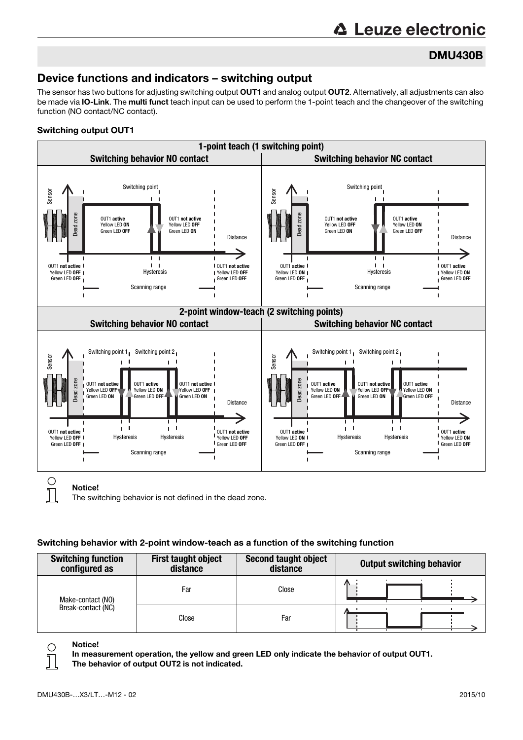## DMU430B

## Device functions and indicators – switching output

The sensor has two buttons for adjusting switching output **OUT1** and analog output **OUT2**. Alternatively, all adjustments can also be made via **IO-Link**. The **multi funct** teach input can be used to perform the 1-point teach and the changeover of the switching function (NO contact/NC contact).

### Switching output OUT1

| 1-point teach (1 switching point) | |
|---|---|
| Switching behavior NO contact | Switching behavior NC contact |

| 2-point window-teach (2 switching points) | |
|---|---|
| Switching behavior NO contact | Switching behavior NC contact |

**Notice!**
The switching behavior is not defined in the dead zone.

### Switching behavior with 2-point window-teach as a function of the switching function

| Switching function configured as | First taught object distance | Second taught object distance | Output switching behavior |
|---|---|---|---|
| Make-contact (NO) Break-contact (NC) | Far | Close | |
| | Close | Far | |

**Notice!**
**In measurement operation, the yellow and green LED only indicate the behavior of output OUT1. The behavior of output OUT2 is not indicated.**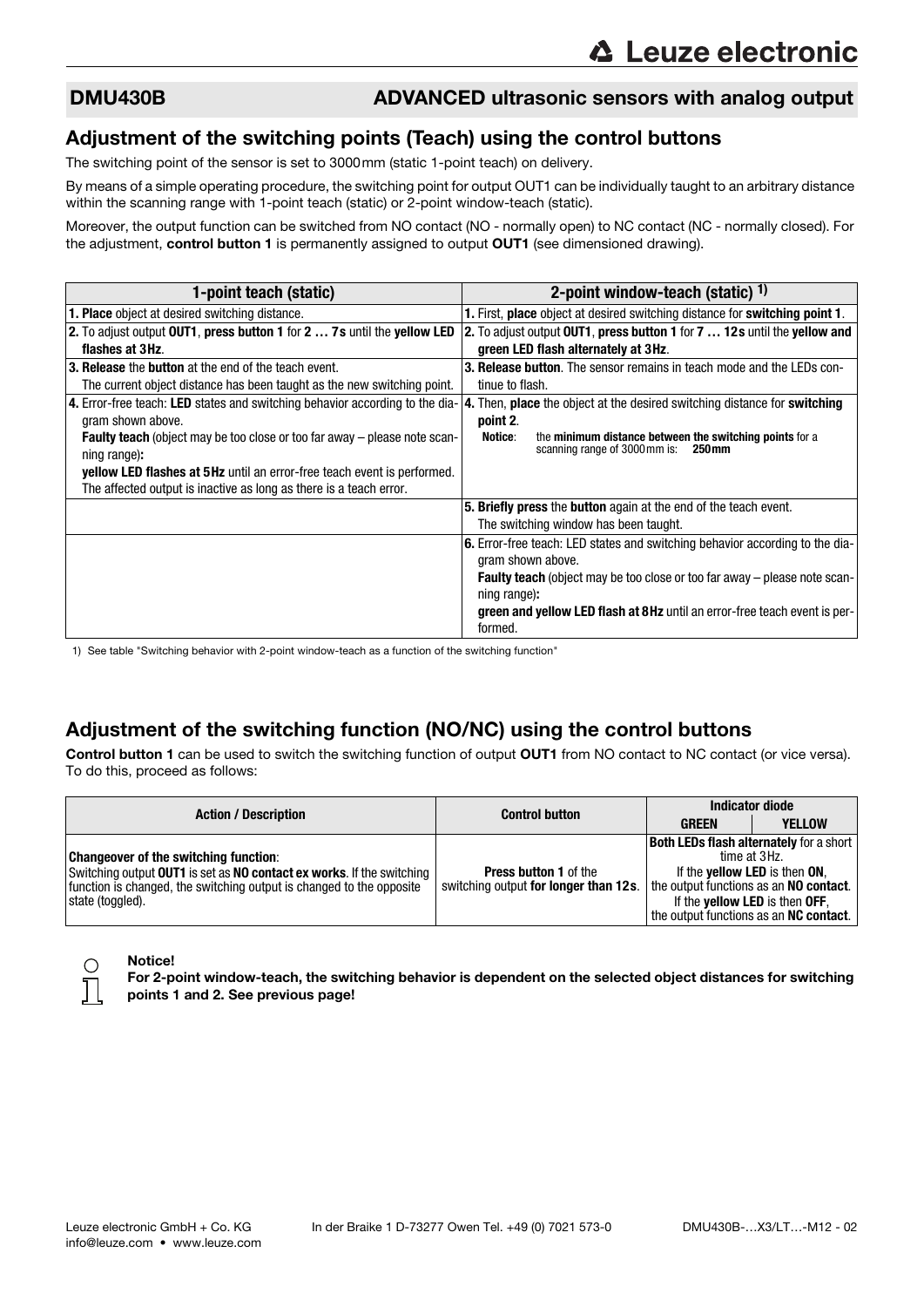## DMU430B — ADVANCED ultrasonic sensors with analog output

## Adjustment of the switching points (Teach) using the control buttons

The switching point of the sensor is set to 3000mm (static 1-point teach) on delivery.

By means of a simple operating procedure, the switching point for output OUT1 can be individually taught to an arbitrary distance within the scanning range with 1-point teach (static) or 2-point window-teach (static).

Moreover, the output function can be switched from NO contact (NO - normally open) to NC contact (NC - normally closed). For the adjustment, **control button 1** is permanently assigned to output **OUT1** (see dimensioned drawing).

| 1-point teach (static) | 2-point window-teach (static) [1] |
|---|---|
| **1. Place** object at desired switching distance. | **1.** First, **place** object at desired switching distance for **switching point 1**. |
| **2.** To adjust output **OUT1**, **press button 1** for **2 … 7s** until the **yellow LED flashes at 3Hz**. | **2.** To adjust output **OUT1**, **press button 1** for **7 … 12s** until the **yellow and green LED flash alternately at 3Hz**. |
| **3. Release** the **button** at the end of the teach event. The current object distance has been taught as the new switching point. | **3. Release button**. The sensor remains in teach mode and the LEDs continue to flash. |
| **4.** Error-free teach: **LED** states and switching behavior according to the diagram shown above. **Faulty teach** (object may be too close or too far away – please note scanning range)**:** **yellow LED flashes at 5Hz** until an error-free teach event is performed. The affected output is inactive as long as there is a teach error. | **4.** Then, **place** the object at the desired switching distance for **switching point 2**. **Notice**: the **minimum distance between the switching points** for a scanning range of 3000mm is: **250mm** |
| | **5. Briefly press** the **button** again at the end of the teach event. The switching window has been taught. |
| | **6.** Error-free teach: LED states and switching behavior according to the diagram shown above. **Faulty teach** (object may be too close or too far away – please note scanning range)**:** **green and yellow LED flash at 8Hz** until an error-free teach event is performed. |

1) See table "Switching behavior with 2-point window-teach as a function of the switching function"

## Adjustment of the switching function (NO/NC) using the control buttons

**Control button 1** can be used to switch the switching function of output **OUT1** from NO contact to NC contact (or vice versa). To do this, proceed as follows:

| Action / Description | Control button | Indicator diode | |
|---|---|---|---|
| | | **GREEN** | **YELLOW** |
| **Changeover of the switching function**: Switching output **OUT1** is set as **NO contact ex works**. If the switching function is changed, the switching output is changed to the opposite state (toggled). | **Press button 1** of the switching output **for longer than 12s**. | **Both LEDs flash alternately** for a short time at 3Hz. If the **yellow LED** is then **ON**, the output functions as an **NO contact**. If the **yellow LED** is then **OFF**, the output functions as an **NC contact**. | |

**Notice!**
**For 2-point window-teach, the switching behavior is dependent on the selected object distances for switching points 1 and 2. See previous page!**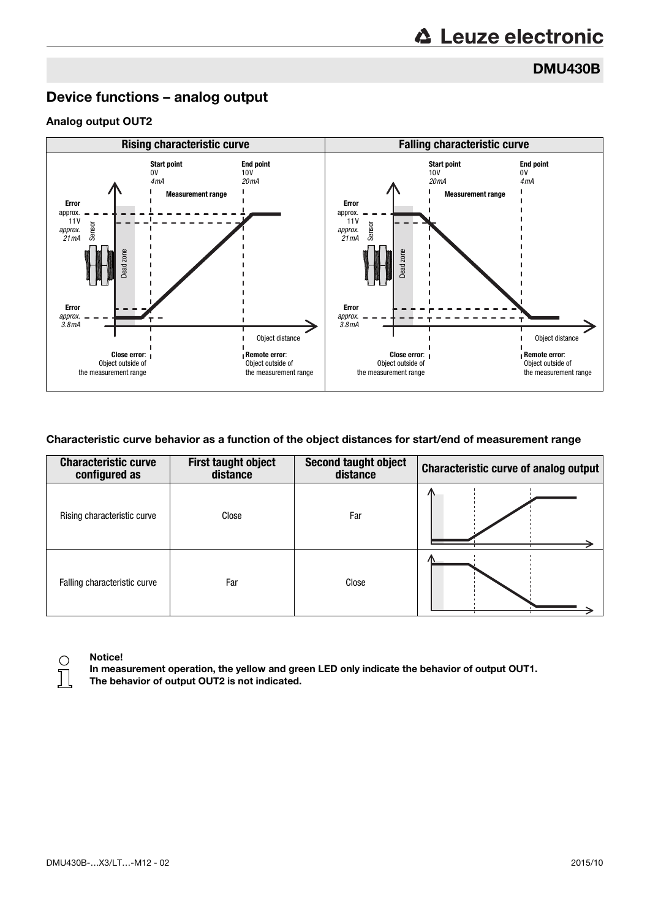## DMU430B

# Device functions – analog output

### Analog output OUT2

| Rising characteristic curve | Falling characteristic curve |
|---|---|
| Start point: 0V, 4mA | Start point: 10V, 20mA |
| End point: 10V, 20mA | End point: 0V, 4mA |
| Error: approx. 11V, approx. 21mA | Error: approx. 11V, approx. 21mA |
| Error: approx. 3.8mA | Error: approx. 3.8mA |

Measurement range

Sensor

Dead zone

Object distance

**Close error**: Object outside of the measurement range

**Remote error**: Object outside of the measurement range

### Characteristic curve behavior as a function of the object distances for start/end of measurement range

| Characteristic curve configured as | First taught object distance | Second taught object distance | Characteristic curve of analog output |
|---|---|---|---|
| Rising characteristic curve | Close | Far | |
| Falling characteristic curve | Far | Close | |

**Notice!**
**In measurement operation, the yellow and green LED only indicate the behavior of output OUT1. The behavior of output OUT2 is not indicated.**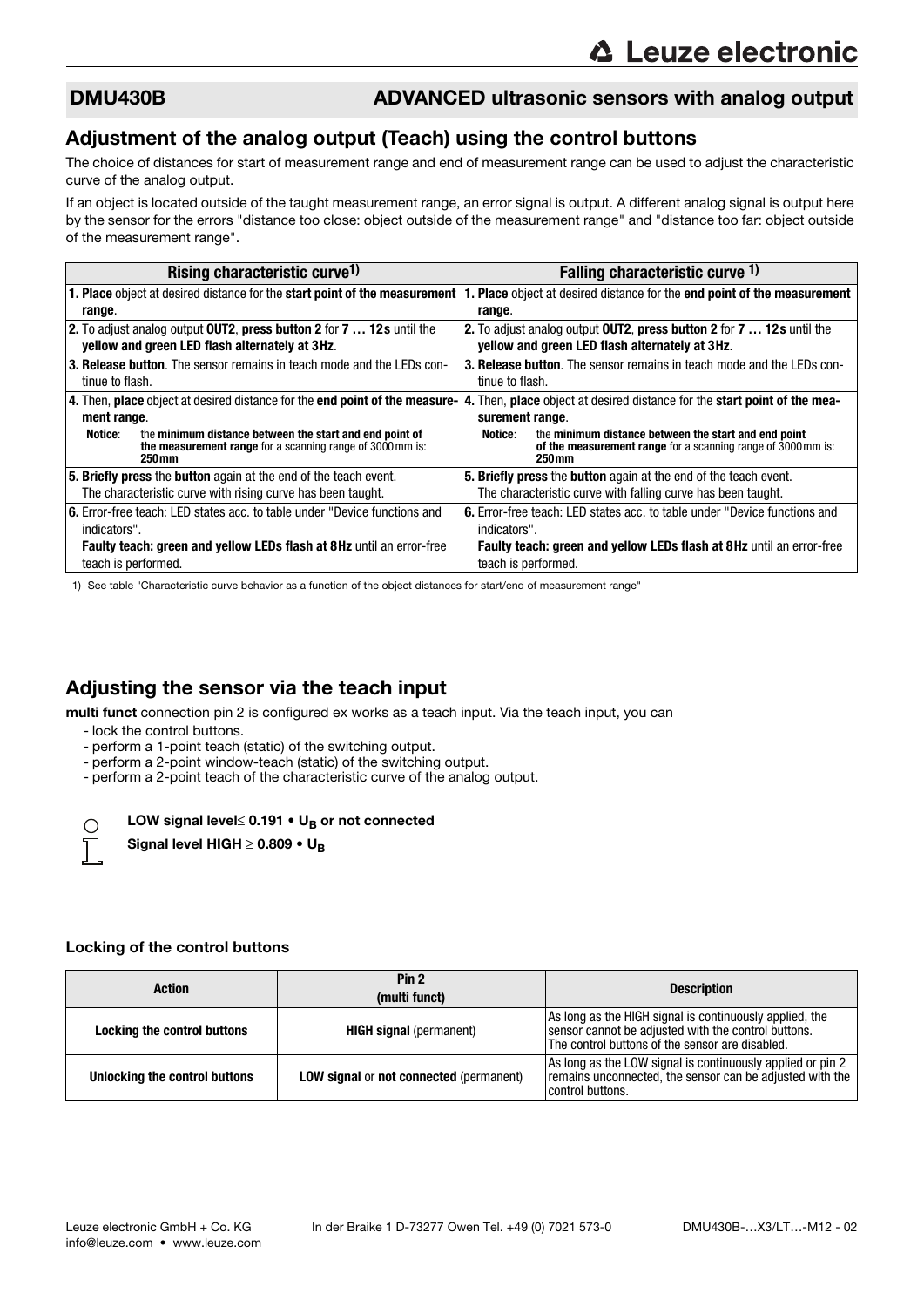## DMU430B ADVANCED ultrasonic sensors with analog output

## Adjustment of the analog output (Teach) using the control buttons

The choice of distances for start of measurement range and end of measurement range can be used to adjust the characteristic curve of the analog output.

If an object is located outside of the taught measurement range, an error signal is output. A different analog signal is output here by the sensor for the errors "distance too close: object outside of the measurement range" and "distance too far: object outside of the measurement range".

| Rising characteristic curve[1] | Falling characteristic curve [1] |
|---|---|
| **1. Place** object at desired distance for the **start point of the measurement range**. | **1. Place** object at desired distance for the **end point of the measurement range**. |
| **2.** To adjust analog output **OUT2**, **press button 2** for **7 … 12s** until the **yellow and green LED flash alternately at 3Hz**. | **2.** To adjust analog output **OUT2**, **press button 2** for **7 … 12s** until the **yellow and green LED flash alternately at 3Hz**. |
| **3. Release button**. The sensor remains in teach mode and the LEDs continue to flash. | **3. Release button**. The sensor remains in teach mode and the LEDs continue to flash. |
| **4.** Then, **place** object at desired distance for the **end point of the measurement range**. Notice: the **minimum distance between the start and end point of the measurement range** for a scanning range of 3000mm is: **250mm** | **4.** Then, **place** object at desired distance for the **start point of the measurement range**. Notice: the **minimum distance between the start and end point of the measurement range** for a scanning range of 3000mm is: **250mm** |
| **5. Briefly press** the **button** again at the end of the teach event. The characteristic curve with rising curve has been taught. | **5. Briefly press** the **button** again at the end of the teach event. The characteristic curve with falling curve has been taught. |
| **6.** Error-free teach: LED states acc. to table under "Device functions and indicators". **Faulty teach: green and yellow LEDs flash at 8Hz** until an error-free teach is performed. | **6.** Error-free teach: LED states acc. to table under "Device functions and indicators". **Faulty teach: green and yellow LEDs flash at 8Hz** until an error-free teach is performed. |

1) See table "Characteristic curve behavior as a function of the object distances for start/end of measurement range"

## Adjusting the sensor via the teach input

**multi funct** connection pin 2 is configured ex works as a teach input. Via the teach input, you can
- lock the control buttons.
- perform a 1-point teach (static) of the switching output.
- perform a 2-point window-teach (static) of the switching output.
- perform a 2-point teach of the characteristic curve of the analog output.

**LOW signal level ≤ 0.191 • $U_B$ or not connected**

**Signal level HIGH ≥ 0.809 • $U_B$**

### Locking of the control buttons

| Action | Pin 2 (multi funct) | Description |
|---|---|---|
| **Locking the control buttons** | **HIGH signal** (permanent) | As long as the HIGH signal is continuously applied, the sensor cannot be adjusted with the control buttons. The control buttons of the sensor are disabled. |
| **Unlocking the control buttons** | **LOW signal** or **not connected** (permanent) | As long as the LOW signal is continuously applied or pin 2 remains unconnected, the sensor can be adjusted with the control buttons. |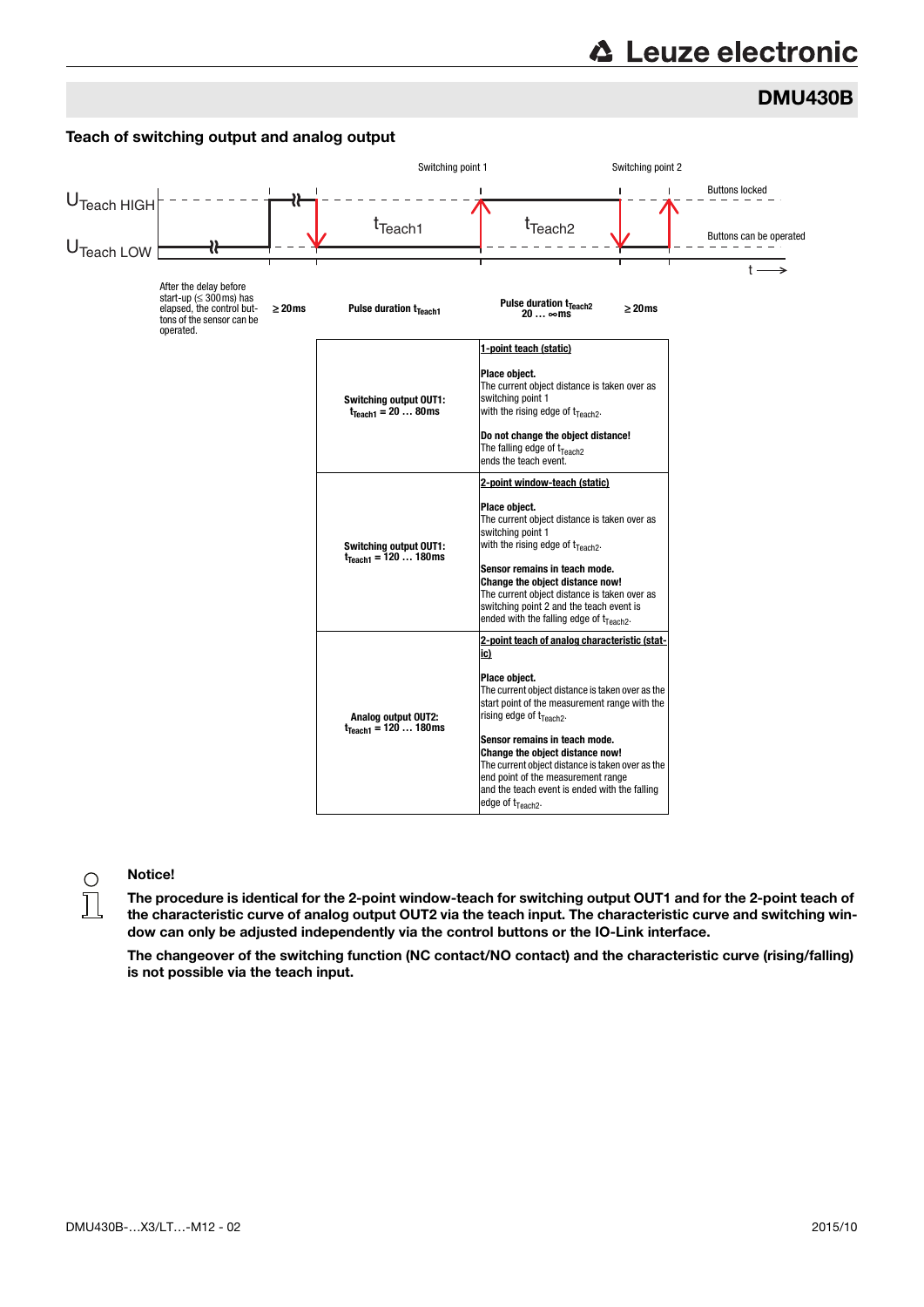## Teach of switching output and analog output

Switching point 1 | Switching point 2

$U_{Teach\ HIGH}$ | Buttons locked

$U_{Teach\ LOW}$ | Buttons can be operated

$t_{Teach1}$ | $t_{Teach2}$ | t

| After the delay before start-up (≤ 300ms) has elapsed, the control buttons of the sensor can be operated. | ≥ 20ms | Pulse duration $t_{Teach1}$ | Pulse duration $t_{Teach2}$ 20 … ∞ms | ≥ 20ms |
|---|---|---|---|---|

| | |
|---|---|
| **Switching output OUT1:** $t_{Teach1}$ **= 20 … 80ms** | **1-point teach (static)**<br><br>**Place object.**<br>The current object distance is taken over as switching point 1 with the rising edge of $t_{Teach2}$.<br><br>**Do not change the object distance!**<br>The falling edge of $t_{Teach2}$ ends the teach event. |
| **Switching output OUT1:** $t_{Teach1}$ **= 120 … 180ms** | **2-point window-teach (static)**<br><br>**Place object.**<br>The current object distance is taken over as switching point 1 with the rising edge of $t_{Teach2}$.<br><br>**Sensor remains in teach mode.**<br>**Change the object distance now!**<br>The current object distance is taken over as switching point 2 and the teach event is ended with the falling edge of $t_{Teach2}$. |
| **Analog output OUT2:** $t_{Teach1}$ **= 120 … 180ms** | **2-point teach of analog characteristic (static)**<br><br>**Place object.**<br>The current object distance is taken over as the start point of the measurement range with the rising edge of $t_{Teach2}$.<br><br>**Sensor remains in teach mode.**<br>**Change the object distance now!**<br>The current object distance is taken over as the end point of the measurement range and the teach event is ended with the falling edge of $t_{Teach2}$. |

**Notice!**

**The procedure is identical for the 2-point window-teach for switching output OUT1 and for the 2-point teach of the characteristic curve of analog output OUT2 via the teach input. The characteristic curve and switching window can only be adjusted independently via the control buttons or the IO-Link interface.**

**The changeover of the switching function (NC contact/NO contact) and the characteristic curve (rising/falling) is not possible via the teach input.**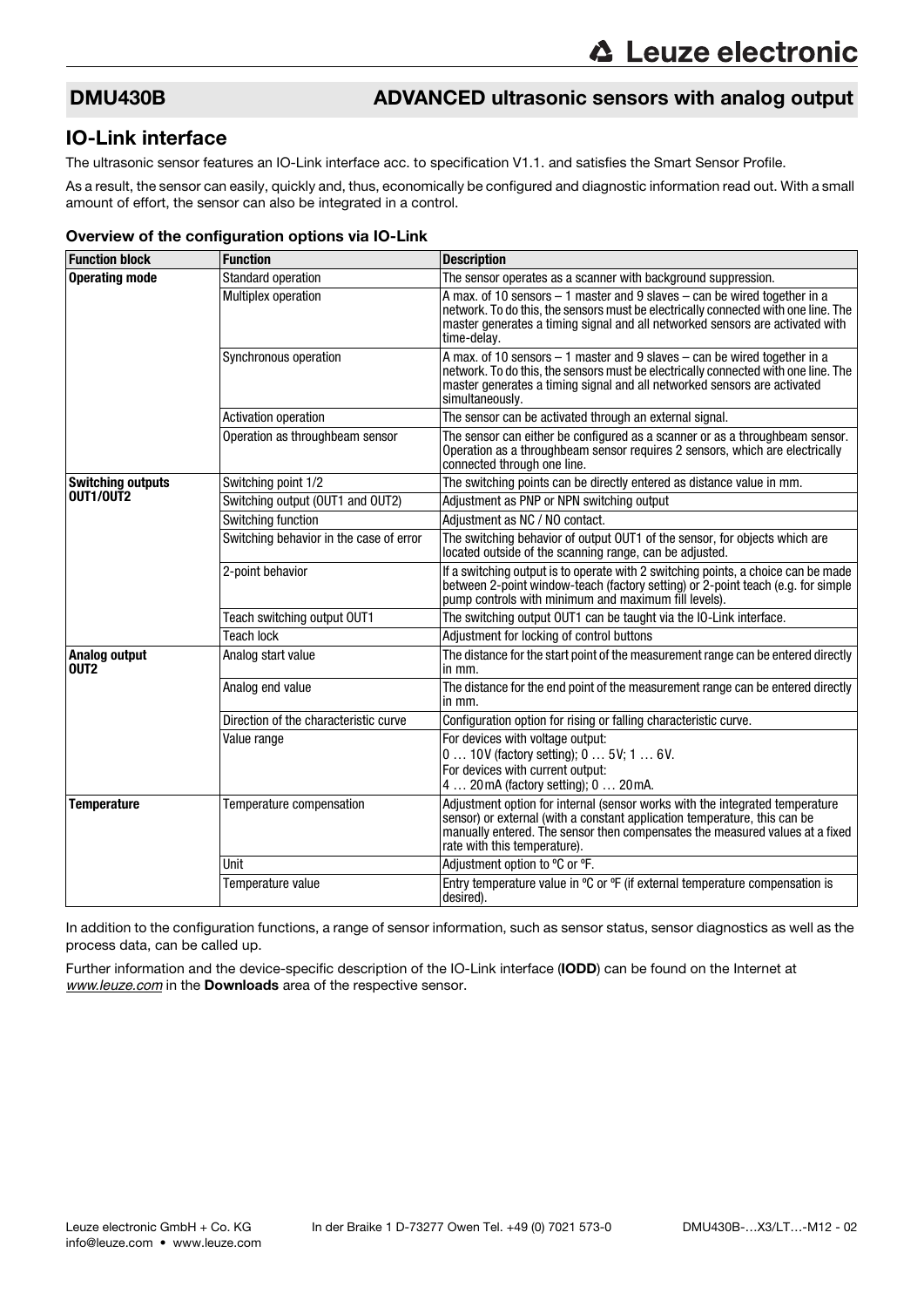## DMU430B ADVANCED ultrasonic sensors with analog output

## IO-Link interface

The ultrasonic sensor features an IO-Link interface acc. to specification V1.1. and satisfies the Smart Sensor Profile.

As a result, the sensor can easily, quickly and, thus, economically be configured and diagnostic information read out. With a small amount of effort, the sensor can also be integrated in a control.

### Overview of the configuration options via IO-Link

| Function block | Function | Description |
|---|---|---|
| **Operating mode** | Standard operation | The sensor operates as a scanner with background suppression. |
| | Multiplex operation | A max. of 10 sensors – 1 master and 9 slaves – can be wired together in a network. To do this, the sensors must be electrically connected with one line. The master generates a timing signal and all networked sensors are activated with time-delay. |
| | Synchronous operation | A max. of 10 sensors – 1 master and 9 slaves – can be wired together in a network. To do this, the sensors must be electrically connected with one line. The master generates a timing signal and all networked sensors are activated simultaneously. |
| | Activation operation | The sensor can be activated through an external signal. |
| | Operation as throughbeam sensor | The sensor can either be configured as a scanner or as a throughbeam sensor. Operation as a throughbeam sensor requires 2 sensors, which are electrically connected through one line. |
| **Switching outputs OUT1/OUT2** | Switching point 1/2 | The switching points can be directly entered as distance value in mm. |
| | Switching output (OUT1 and OUT2) | Adjustment as PNP or NPN switching output |
| | Switching function | Adjustment as NC / NO contact. |
| | Switching behavior in the case of error | The switching behavior of output OUT1 of the sensor, for objects which are located outside of the scanning range, can be adjusted. |
| | 2-point behavior | If a switching output is to operate with 2 switching points, a choice can be made between 2-point window-teach (factory setting) or 2-point teach (e.g. for simple pump controls with minimum and maximum fill levels). |
| | Teach switching output OUT1 | The switching output OUT1 can be taught via the IO-Link interface. |
| | Teach lock | Adjustment for locking of control buttons |
| **Analog output OUT2** | Analog start value | The distance for the start point of the measurement range can be entered directly in mm. |
| | Analog end value | The distance for the end point of the measurement range can be entered directly in mm. |
| | Direction of the characteristic curve | Configuration option for rising or falling characteristic curve. |
| | Value range | For devices with voltage output:<br>0 … 10V (factory setting); 0 … 5V; 1 … 6V.<br>For devices with current output:<br>4 … 20mA (factory setting); 0 … 20mA. |
| **Temperature** | Temperature compensation | Adjustment option for internal (sensor works with the integrated temperature sensor) or external (with a constant application temperature, this can be manually entered. The sensor then compensates the measured values at a fixed rate with this temperature). |
| | Unit | Adjustment option to °C or °F. |
| | Temperature value | Entry temperature value in °C or °F (if external temperature compensation is desired). |

In addition to the configuration functions, a range of sensor information, such as sensor status, sensor diagnostics as well as the process data, can be called up.

Further information and the device-specific description of the IO-Link interface (**IODD**) can be found on the Internet at *www.leuze.com* in the **Downloads** area of the respective sensor.